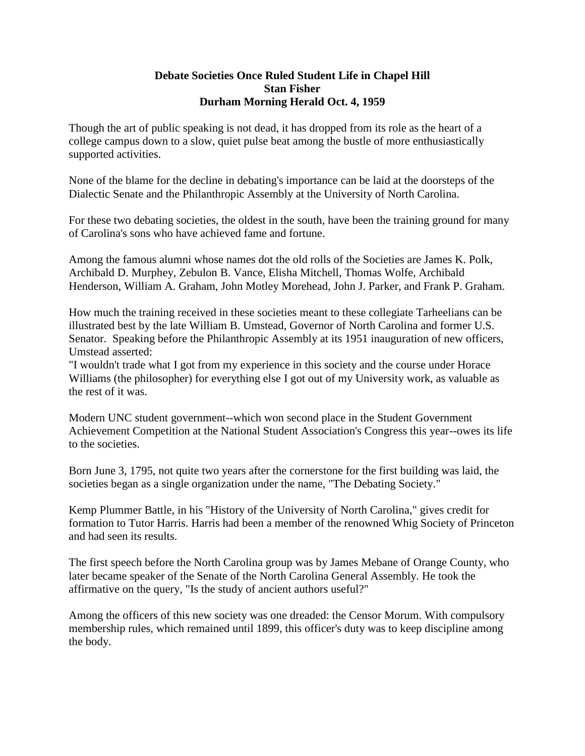**Debate Societies Once Ruled Student Life in Chapel Hill**
**Stan Fisher**
**Durham Morning Herald Oct. 4, 1959**

Though the art of public speaking is not dead, it has dropped from its role as the heart of a college campus down to a slow, quiet pulse beat among the bustle of more enthusiastically supported activities.

None of the blame for the decline in debating's importance can be laid at the doorsteps of the Dialectic Senate and the Philanthropic Assembly at the University of North Carolina.

For these two debating societies, the oldest in the south, have been the training ground for many of Carolina's sons who have achieved fame and fortune.

Among the famous alumni whose names dot the old rolls of the Societies are James K. Polk, Archibald D. Murphey, Zebulon B. Vance, Elisha Mitchell, Thomas Wolfe, Archibald Henderson, William A. Graham, John Motley Morehead, John J. Parker, and Frank P. Graham.

How much the training received in these societies meant to these collegiate Tarheelians can be illustrated best by the late William B. Umstead, Governor of North Carolina and former U.S. Senator. Speaking before the Philanthropic Assembly at its 1951 inauguration of new officers, Umstead asserted:
"I wouldn't trade what I got from my experience in this society and the course under Horace Williams (the philosopher) for everything else I got out of my University work, as valuable as the rest of it was.

Modern UNC student government--which won second place in the Student Government Achievement Competition at the National Student Association's Congress this year--owes its life to the societies.

Born June 3, 1795, not quite two years after the cornerstone for the first building was laid, the societies began as a single organization under the name, "The Debating Society."

Kemp Plummer Battle, in his "History of the University of North Carolina," gives credit for formation to Tutor Harris. Harris had been a member of the renowned Whig Society of Princeton and had seen its results.

The first speech before the North Carolina group was by James Mebane of Orange County, who later became speaker of the Senate of the North Carolina General Assembly. He took the affirmative on the query, "Is the study of ancient authors useful?"

Among the officers of this new society was one dreaded: the Censor Morum. With compulsory membership rules, which remained until 1899, this officer's duty was to keep discipline among the body.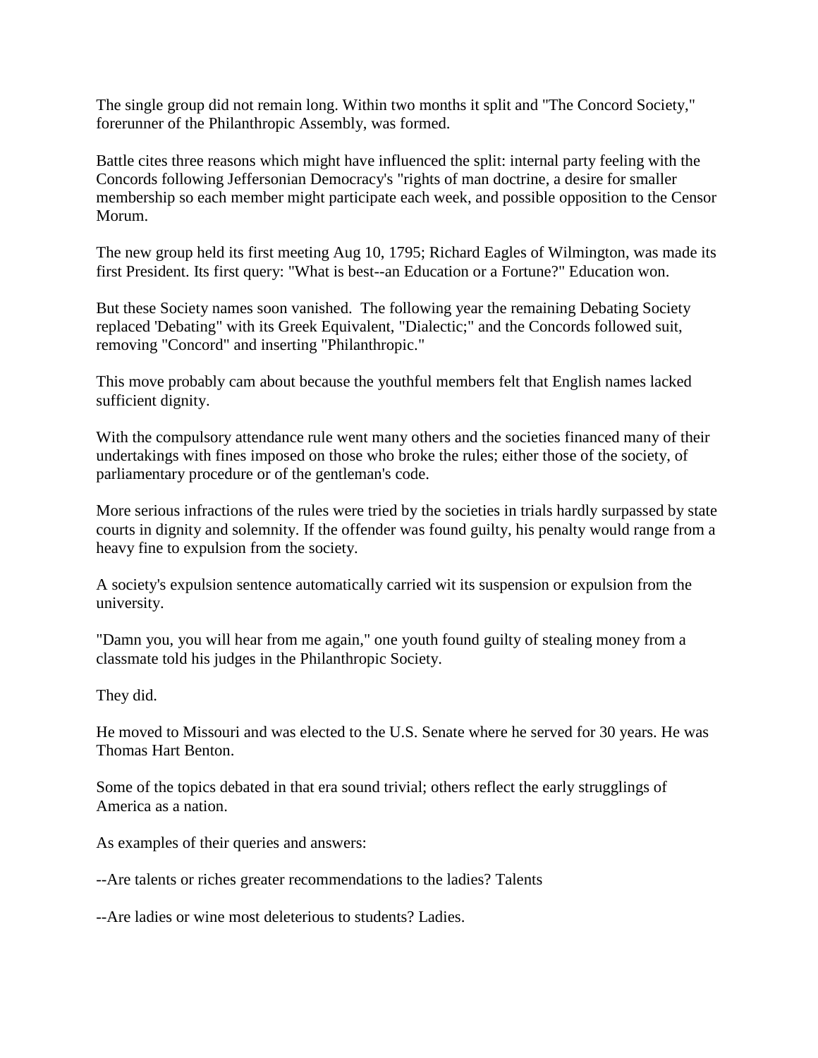The single group did not remain long. Within two months it split and "The Concord Society," forerunner of the Philanthropic Assembly, was formed.

Battle cites three reasons which might have influenced the split: internal party feeling with the Concords following Jeffersonian Democracy's "rights of man doctrine, a desire for smaller membership so each member might participate each week, and possible opposition to the Censor Morum.

The new group held its first meeting Aug 10, 1795; Richard Eagles of Wilmington, was made its first President. Its first query: "What is best--an Education or a Fortune?" Education won.

But these Society names soon vanished. The following year the remaining Debating Society replaced 'Debating" with its Greek Equivalent, "Dialectic;" and the Concords followed suit, removing "Concord" and inserting "Philanthropic."

This move probably cam about because the youthful members felt that English names lacked sufficient dignity.

With the compulsory attendance rule went many others and the societies financed many of their undertakings with fines imposed on those who broke the rules; either those of the society, of parliamentary procedure or of the gentleman's code.

More serious infractions of the rules were tried by the societies in trials hardly surpassed by state courts in dignity and solemnity. If the offender was found guilty, his penalty would range from a heavy fine to expulsion from the society.

A society's expulsion sentence automatically carried wit its suspension or expulsion from the university.

"Damn you, you will hear from me again," one youth found guilty of stealing money from a classmate told his judges in the Philanthropic Society.

They did.

He moved to Missouri and was elected to the U.S. Senate where he served for 30 years. He was Thomas Hart Benton.

Some of the topics debated in that era sound trivial; others reflect the early strugglings of America as a nation.

As examples of their queries and answers:

--Are talents or riches greater recommendations to the ladies? Talents

--Are ladies or wine most deleterious to students? Ladies.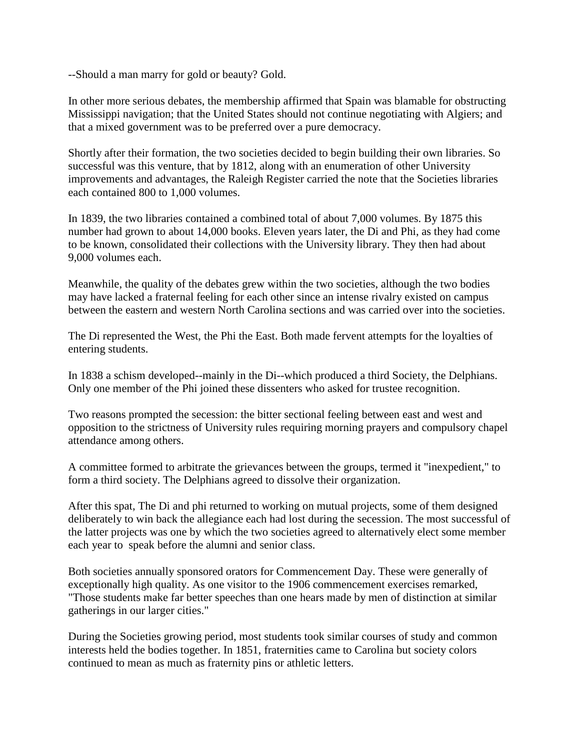--Should a man marry for gold or beauty? Gold.

In other more serious debates, the membership affirmed that Spain was blamable for obstructing Mississippi navigation; that the United States should not continue negotiating with Algiers; and that a mixed government was to be preferred over a pure democracy.

Shortly after their formation, the two societies decided to begin building their own libraries. So successful was this venture, that by 1812, along with an enumeration of other University improvements and advantages, the Raleigh Register carried the note that the Societies libraries each contained 800 to 1,000 volumes.

In 1839, the two libraries contained a combined total of about 7,000 volumes. By 1875 this number had grown to about 14,000 books. Eleven years later, the Di and Phi, as they had come to be known, consolidated their collections with the University library. They then had about 9,000 volumes each.

Meanwhile, the quality of the debates grew within the two societies, although the two bodies may have lacked a fraternal feeling for each other since an intense rivalry existed on campus between the eastern and western North Carolina sections and was carried over into the societies.

The Di represented the West, the Phi the East. Both made fervent attempts for the loyalties of entering students.

In 1838 a schism developed--mainly in the Di--which produced a third Society, the Delphians. Only one member of the Phi joined these dissenters who asked for trustee recognition.

Two reasons prompted the secession: the bitter sectional feeling between east and west and opposition to the strictness of University rules requiring morning prayers and compulsory chapel attendance among others.

A committee formed to arbitrate the grievances between the groups, termed it "inexpedient," to form a third society. The Delphians agreed to dissolve their organization.

After this spat, The Di and phi returned to working on mutual projects, some of them designed deliberately to win back the allegiance each had lost during the secession. The most successful of the latter projects was one by which the two societies agreed to alternatively elect some member each year to speak before the alumni and senior class.

Both societies annually sponsored orators for Commencement Day. These were generally of exceptionally high quality. As one visitor to the 1906 commencement exercises remarked, "Those students make far better speeches than one hears made by men of distinction at similar gatherings in our larger cities."

During the Societies growing period, most students took similar courses of study and common interests held the bodies together. In 1851, fraternities came to Carolina but society colors continued to mean as much as fraternity pins or athletic letters.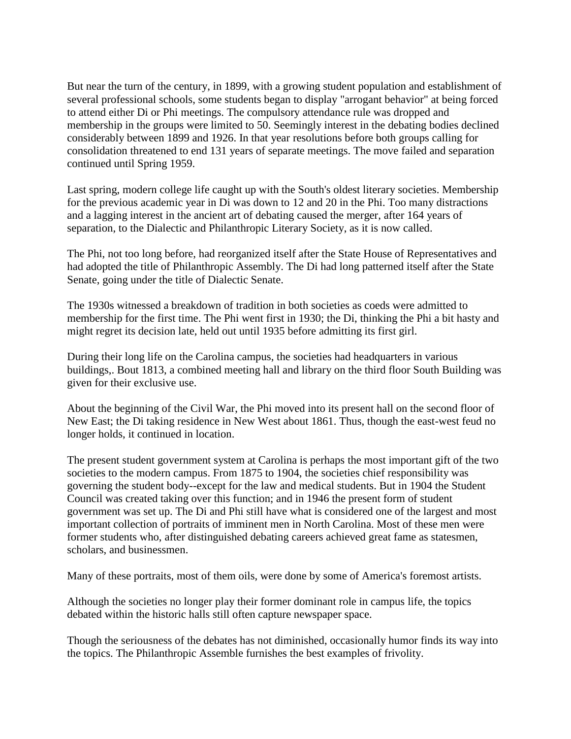But near the turn of the century, in 1899, with a growing student population and establishment of several professional schools, some students began to display "arrogant behavior" at being forced to attend either Di or Phi meetings. The compulsory attendance rule was dropped and membership in the groups were limited to 50. Seemingly interest in the debating bodies declined considerably between 1899 and 1926. In that year resolutions before both groups calling for consolidation threatened to end 131 years of separate meetings. The move failed and separation continued until Spring 1959.

Last spring, modern college life caught up with the South's oldest literary societies. Membership for the previous academic year in Di was down to 12 and 20 in the Phi. Too many distractions and a lagging interest in the ancient art of debating caused the merger, after 164 years of separation, to the Dialectic and Philanthropic Literary Society, as it is now called.

The Phi, not too long before, had reorganized itself after the State House of Representatives and had adopted the title of Philanthropic Assembly. The Di had long patterned itself after the State Senate, going under the title of Dialectic Senate.

The 1930s witnessed a breakdown of tradition in both societies as coeds were admitted to membership for the first time. The Phi went first in 1930; the Di, thinking the Phi a bit hasty and might regret its decision late, held out until 1935 before admitting its first girl.

During their long life on the Carolina campus, the societies had headquarters in various buildings,. Bout 1813, a combined meeting hall and library on the third floor South Building was given for their exclusive use.

About the beginning of the Civil War, the Phi moved into its present hall on the second floor of New East; the Di taking residence in New West about 1861. Thus, though the east-west feud no longer holds, it continued in location.

The present student government system at Carolina is perhaps the most important gift of the two societies to the modern campus. From 1875 to 1904, the societies chief responsibility was governing the student body--except for the law and medical students. But in 1904 the Student Council was created taking over this function; and in 1946 the present form of student government was set up. The Di and Phi still have what is considered one of the largest and most important collection of portraits of imminent men in North Carolina. Most of these men were former students who, after distinguished debating careers achieved great fame as statesmen, scholars, and businessmen.

Many of these portraits, most of them oils, were done by some of America's foremost artists.

Although the societies no longer play their former dominant role in campus life, the topics debated within the historic halls still often capture newspaper space.

Though the seriousness of the debates has not diminished, occasionally humor finds its way into the topics. The Philanthropic Assemble furnishes the best examples of frivolity.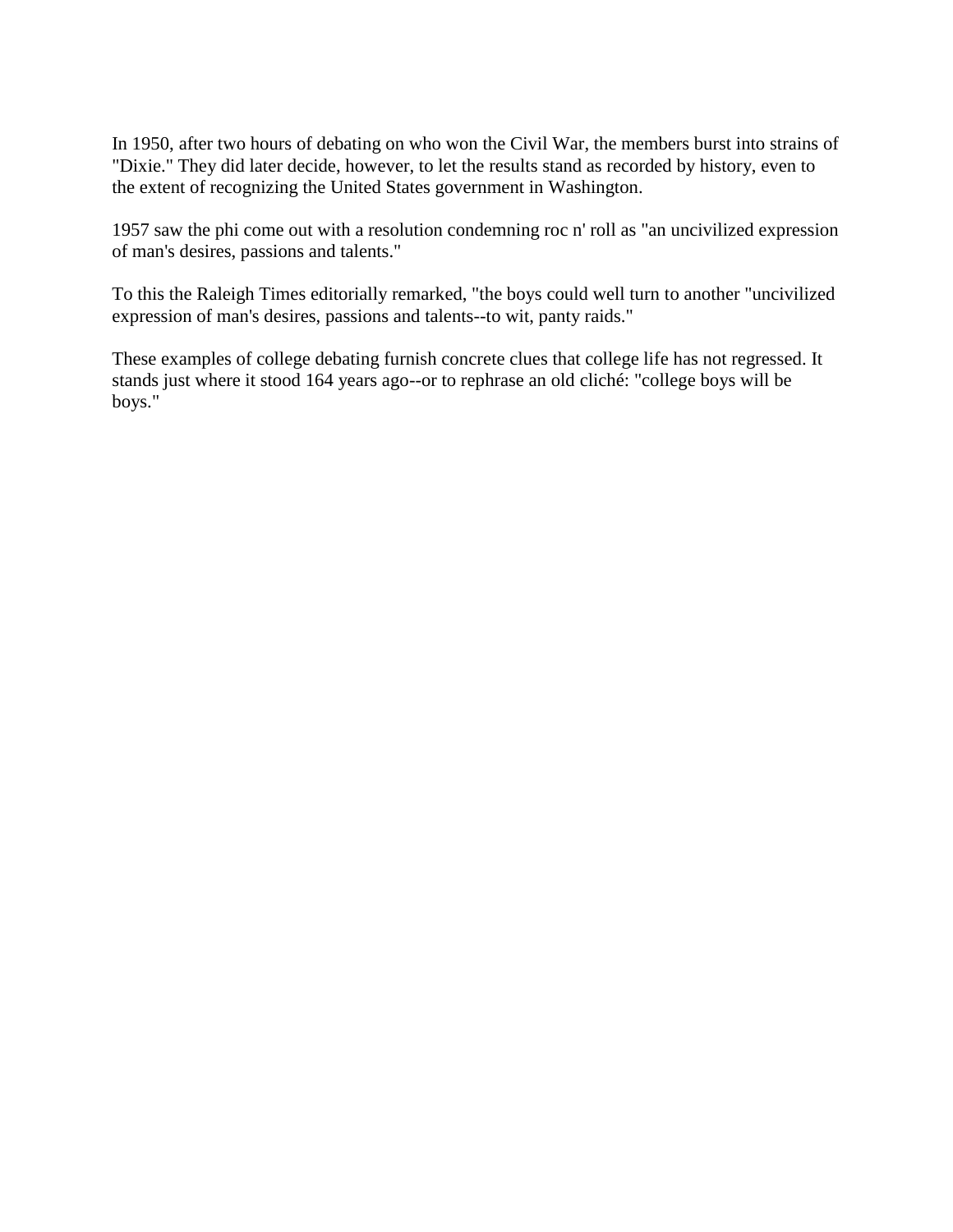In 1950, after two hours of debating on who won the Civil War, the members burst into strains of "Dixie." They did later decide, however, to let the results stand as recorded by history, even to the extent of recognizing the United States government in Washington.

1957 saw the phi come out with a resolution condemning roc n' roll as "an uncivilized expression of man's desires, passions and talents."

To this the Raleigh Times editorially remarked, "the boys could well turn to another "uncivilized expression of man's desires, passions and talents--to wit, panty raids."

These examples of college debating furnish concrete clues that college life has not regressed. It stands just where it stood 164 years ago--or to rephrase an old cliché: "college boys will be boys."